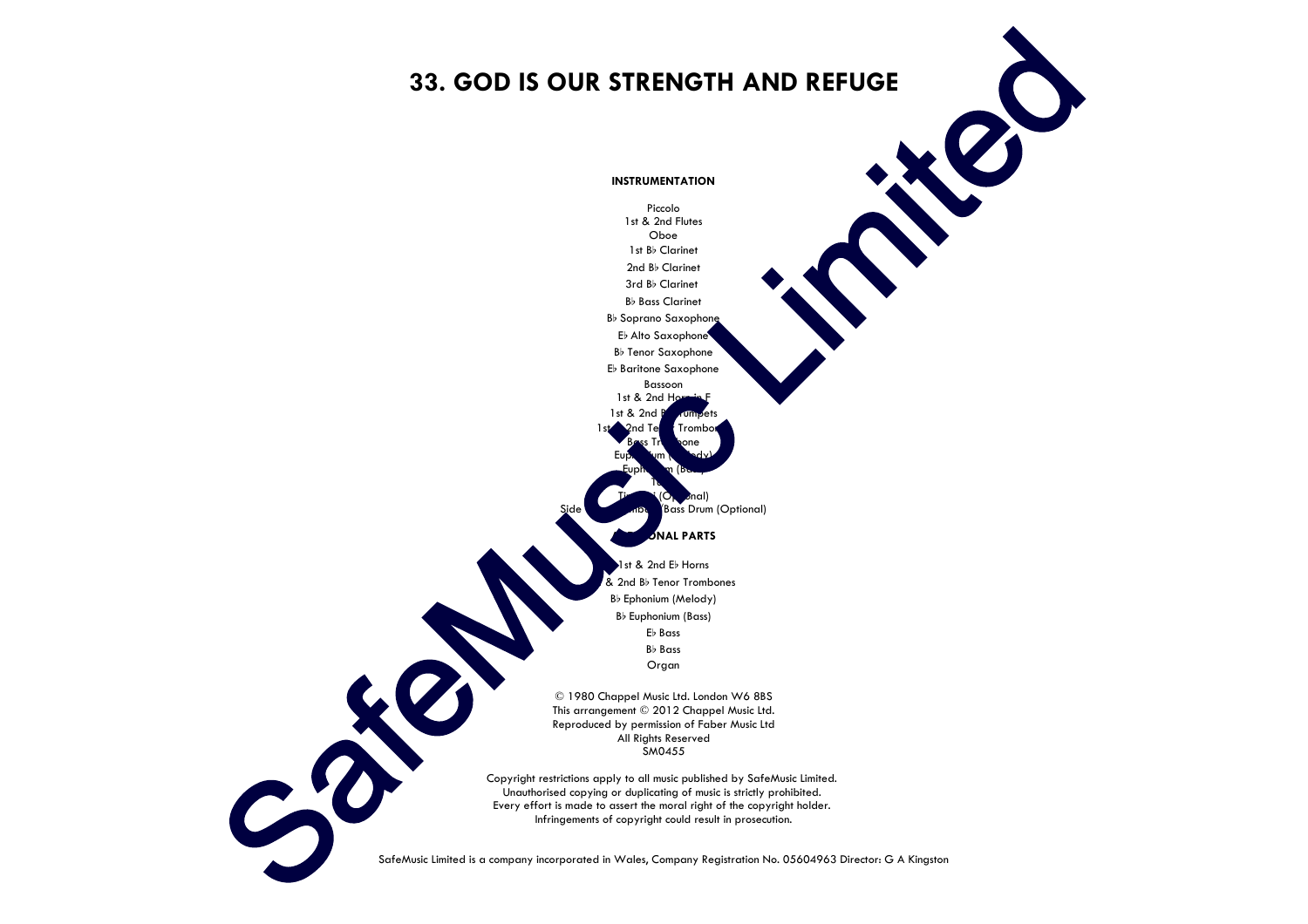# 33. GOD IS OUR STRENGTH AND REFUGE

**INSTRUMENTATION**

Piccolo
1st & 2nd Flutes
Oboe
1st B♭ Clarinet
2nd B♭ Clarinet
3rd B♭ Clarinet
B♭ Bass Clarinet
B♭ Soprano Saxophone
E♭ Alto Saxophone
B♭ Tenor Saxophone
E♭ Baritone Saxophone
Bassoon
1st & 2nd Horns in F
1st & 2nd B♭ Trumpets
1st & 2nd Tenor Trombones
Bass Trombone
Euphonium (Melody)
Euphonium (Bass)
Tuba
Timpani (Optional)
Side Drum/Cymbals/Bass Drum (Optional)

**ADDITIONAL PARTS**

1st & 2nd E♭ Horns
1st & 2nd B♭ Tenor Trombones
B♭ Ephonium (Melody)
B♭ Euphonium (Bass)
E♭ Bass
B♭ Bass
Organ

© 1980 Chappel Music Ltd. London W6 8BS
This arrangement © 2012 Chappel Music Ltd.
Reproduced by permission of Faber Music Ltd
All Rights Reserved
SM0455

Copyright restrictions apply to all music published by SafeMusic Limited.
Unauthorised copying or duplicating of music is strictly prohibited.
Every effort is made to assert the moral right of the copyright holder.
Infringements of copyright could result in prosecution.

SafeMusic Limited is a company incorporated in Wales, Company Registration No. 05604963 Director: G A Kingston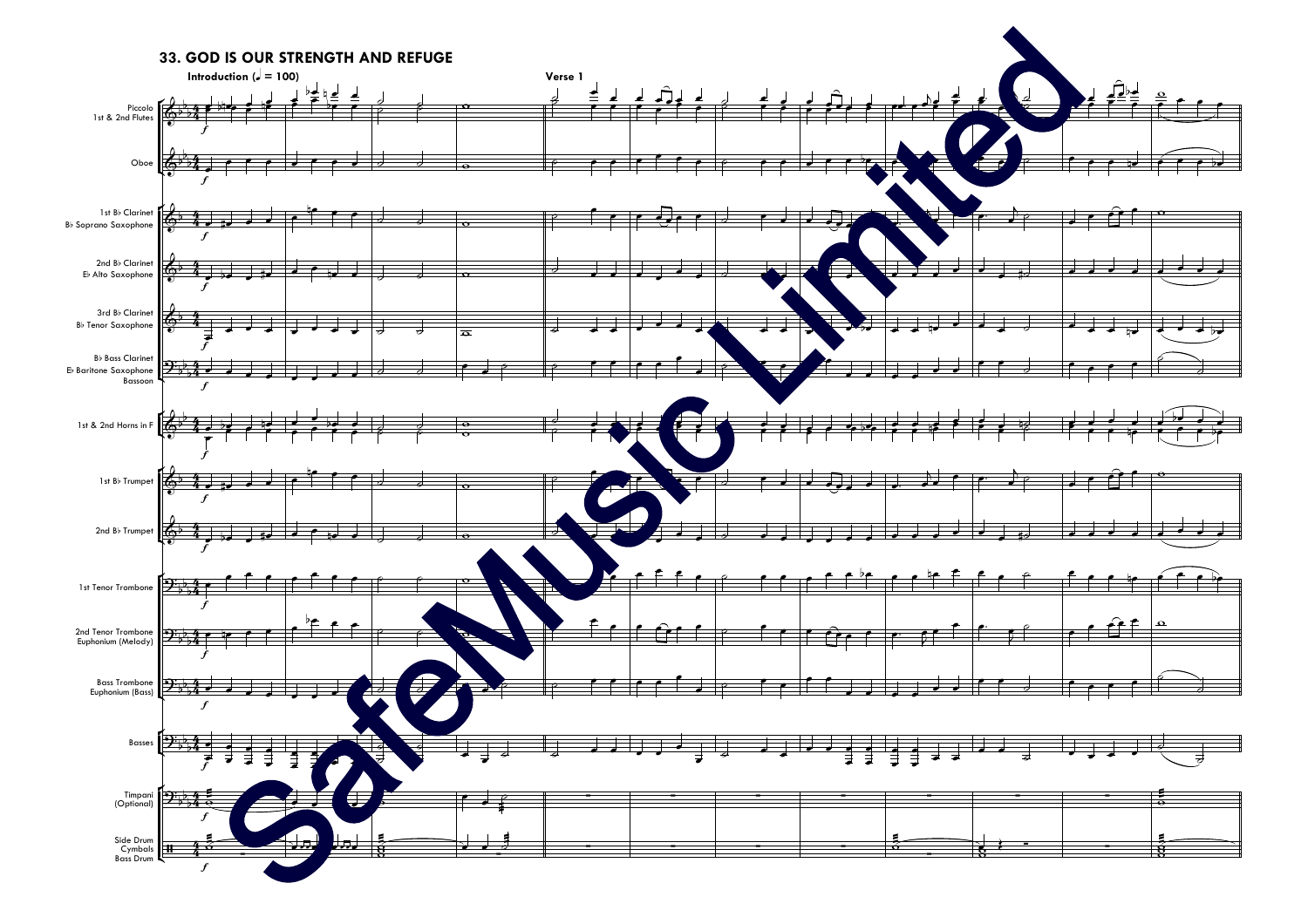## 33. GOD IS OUR STRENGTH AND REFUGE

**Introduction (♩ = 100)**

**Verse 1**

Piccolo
1st & 2nd Flutes

Oboe

1st B♭ Clarinet
B♭ Soprano Saxophone

2nd B♭ Clarinet
E♭ Alto Saxophone

3rd B♭ Clarinet
B♭ Tenor Saxophone

B♭ Bass Clarinet
E♭ Baritone Saxophone
Bassoon

1st & 2nd Horns in F

1st B♭ Trumpet

2nd B♭ Trumpet

1st Tenor Trombone

2nd Tenor Trombone
Euphonium (Melody)

Bass Trombone
Euphonium (Bass)

Basses

Timpani
(Optional)

Side Drum
Cymbals
Bass Drum

SafeMusic Limited